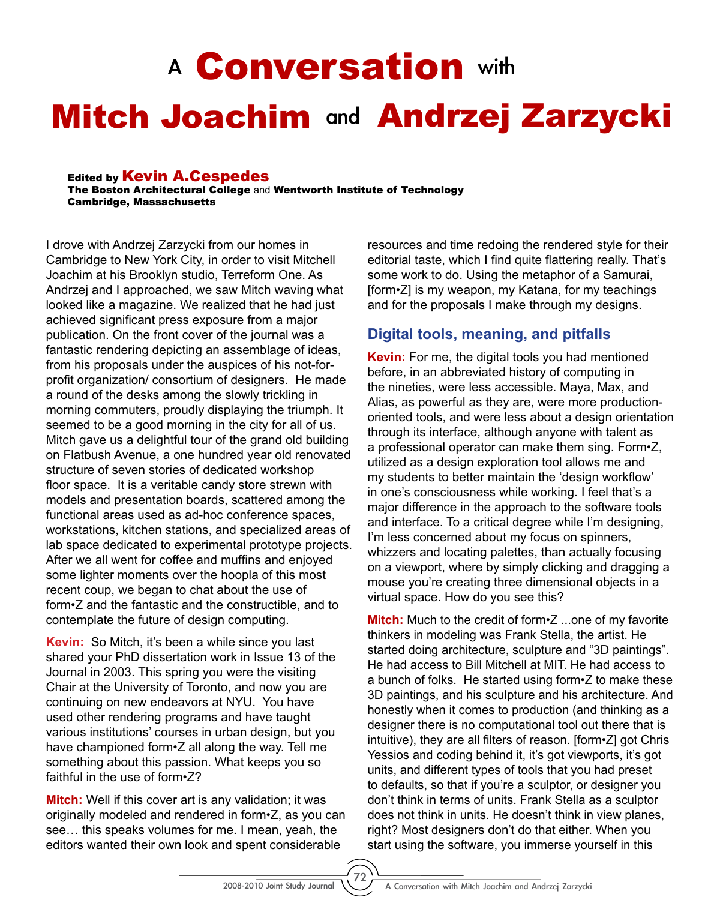# A Conversation with Mitch Joachim and Andrzej Zarzycki

**Edited by Kevin A.Cespedes**
**The Boston Architectural College** and **Wentworth Institute of Technology**
**Cambridge, Massachusetts**

I drove with Andrzej Zarzycki from our homes in Cambridge to New York City, in order to visit Mitchell Joachim at his Brooklyn studio, Terreform One. As Andrzej and I approached, we saw Mitch waving what looked like a magazine. We realized that he had just achieved significant press exposure from a major publication. On the front cover of the journal was a fantastic rendering depicting an assemblage of ideas, from his proposals under the auspices of his not-for-profit organization/ consortium of designers. He made a round of the desks among the slowly trickling in morning commuters, proudly displaying the triumph. It seemed to be a good morning in the city for all of us. Mitch gave us a delightful tour of the grand old building on Flatbush Avenue, a one hundred year old renovated structure of seven stories of dedicated workshop floor space. It is a veritable candy store strewn with models and presentation boards, scattered among the functional areas used as ad-hoc conference spaces, workstations, kitchen stations, and specialized areas of lab space dedicated to experimental prototype projects. After we all went for coffee and muffins and enjoyed some lighter moments over the hoopla of this most recent coup, we began to chat about the use of form•Z and the fantastic and the constructible, and to contemplate the future of design computing.

**Kevin:** So Mitch, it's been a while since you last shared your PhD dissertation work in Issue 13 of the Journal in 2003. This spring you were the visiting Chair at the University of Toronto, and now you are continuing on new endeavors at NYU. You have used other rendering programs and have taught various institutions' courses in urban design, but you have championed form•Z all along the way. Tell me something about this passion. What keeps you so faithful in the use of form•Z?

**Mitch:** Well if this cover art is any validation; it was originally modeled and rendered in form•Z, as you can see… this speaks volumes for me. I mean, yeah, the editors wanted their own look and spent considerable resources and time redoing the rendered style for their editorial taste, which I find quite flattering really. That's some work to do. Using the metaphor of a Samurai, [form•Z] is my weapon, my Katana, for my teachings and for the proposals I make through my designs.

## Digital tools, meaning, and pitfalls

**Kevin:** For me, the digital tools you had mentioned before, in an abbreviated history of computing in the nineties, were less accessible. Maya, Max, and Alias, as powerful as they are, were more production-oriented tools, and were less about a design orientation through its interface, although anyone with talent as a professional operator can make them sing. Form•Z, utilized as a design exploration tool allows me and my students to better maintain the 'design workflow' in one's consciousness while working. I feel that's a major difference in the approach to the software tools and interface. To a critical degree while I'm designing, I'm less concerned about my focus on spinners, whizzers and locating palettes, than actually focusing on a viewport, where by simply clicking and dragging a mouse you're creating three dimensional objects in a virtual space. How do you see this?

**Mitch:** Much to the credit of form•Z ...one of my favorite thinkers in modeling was Frank Stella, the artist. He started doing architecture, sculpture and "3D paintings". He had access to Bill Mitchell at MIT. He had access to a bunch of folks. He started using form•Z to make these 3D paintings, and his sculpture and his architecture. And honestly when it comes to production (and thinking as a designer there is no computational tool out there that is intuitive), they are all filters of reason. [form•Z] got Chris Yessios and coding behind it, it's got viewports, it's got units, and different types of tools that you had preset to defaults, so that if you're a sculptor, or designer you don't think in terms of units. Frank Stella as a sculptor does not think in units. He doesn't think in view planes, right? Most designers don't do that either. When you start using the software, you immerse yourself in this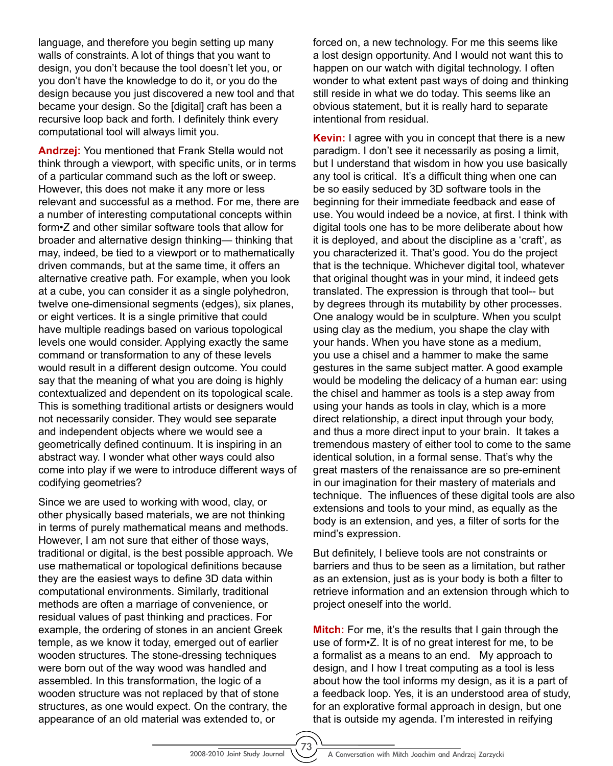language, and therefore you begin setting up many walls of constraints. A lot of things that you want to design, you don't because the tool doesn't let you, or you don't have the knowledge to do it, or you do the design because you just discovered a new tool and that became your design. So the [digital] craft has been a recursive loop back and forth. I definitely think every computational tool will always limit you.

**Andrzej:** You mentioned that Frank Stella would not think through a viewport, with specific units, or in terms of a particular command such as the loft or sweep. However, this does not make it any more or less relevant and successful as a method. For me, there are a number of interesting computational concepts within form•Z and other similar software tools that allow for broader and alternative design thinking— thinking that may, indeed, be tied to a viewport or to mathematically driven commands, but at the same time, it offers an alternative creative path. For example, when you look at a cube, you can consider it as a single polyhedron, twelve one-dimensional segments (edges), six planes, or eight vertices. It is a single primitive that could have multiple readings based on various topological levels one would consider. Applying exactly the same command or transformation to any of these levels would result in a different design outcome. You could say that the meaning of what you are doing is highly contextualized and dependent on its topological scale. This is something traditional artists or designers would not necessarily consider. They would see separate and independent objects where we would see a geometrically defined continuum. It is inspiring in an abstract way. I wonder what other ways could also come into play if we were to introduce different ways of codifying geometries?

Since we are used to working with wood, clay, or other physically based materials, we are not thinking in terms of purely mathematical means and methods. However, I am not sure that either of those ways, traditional or digital, is the best possible approach. We use mathematical or topological definitions because they are the easiest ways to define 3D data within computational environments. Similarly, traditional methods are often a marriage of convenience, or residual values of past thinking and practices. For example, the ordering of stones in an ancient Greek temple, as we know it today, emerged out of earlier wooden structures. The stone-dressing techniques were born out of the way wood was handled and assembled. In this transformation, the logic of a wooden structure was not replaced by that of stone structures, as one would expect. On the contrary, the appearance of an old material was extended to, or forced on, a new technology. For me this seems like a lost design opportunity. And I would not want this to happen on our watch with digital technology. I often wonder to what extent past ways of doing and thinking still reside in what we do today. This seems like an obvious statement, but it is really hard to separate intentional from residual.

**Kevin:** I agree with you in concept that there is a new paradigm. I don't see it necessarily as posing a limit, but I understand that wisdom in how you use basically any tool is critical. It's a difficult thing when one can be so easily seduced by 3D software tools in the beginning for their immediate feedback and ease of use. You would indeed be a novice, at first. I think with digital tools one has to be more deliberate about how it is deployed, and about the discipline as a 'craft', as you characterized it. That's good. You do the project that is the technique. Whichever digital tool, whatever that original thought was in your mind, it indeed gets translated. The expression is through that tool-- but by degrees through its mutability by other processes. One analogy would be in sculpture. When you sculpt using clay as the medium, you shape the clay with your hands. When you have stone as a medium, you use a chisel and a hammer to make the same gestures in the same subject matter. A good example would be modeling the delicacy of a human ear: using the chisel and hammer as tools is a step away from using your hands as tools in clay, which is a more direct relationship, a direct input through your body, and thus a more direct input to your brain. It takes a tremendous mastery of either tool to come to the same identical solution, in a formal sense. That's why the great masters of the renaissance are so pre-eminent in our imagination for their mastery of materials and technique. The influences of these digital tools are also extensions and tools to your mind, as equally as the body is an extension, and yes, a filter of sorts for the mind's expression.

But definitely, I believe tools are not constraints or barriers and thus to be seen as a limitation, but rather as an extension, just as is your body is both a filter to retrieve information and an extension through which to project oneself into the world.

**Mitch:** For me, it's the results that I gain through the use of form•Z. It is of no great interest for me, to be a formalist as a means to an end. My approach to design, and I how I treat computing as a tool is less about how the tool informs my design, as it is a part of a feedback loop. Yes, it is an understood area of study, for an explorative formal approach in design, but one that is outside my agenda. I'm interested in reifying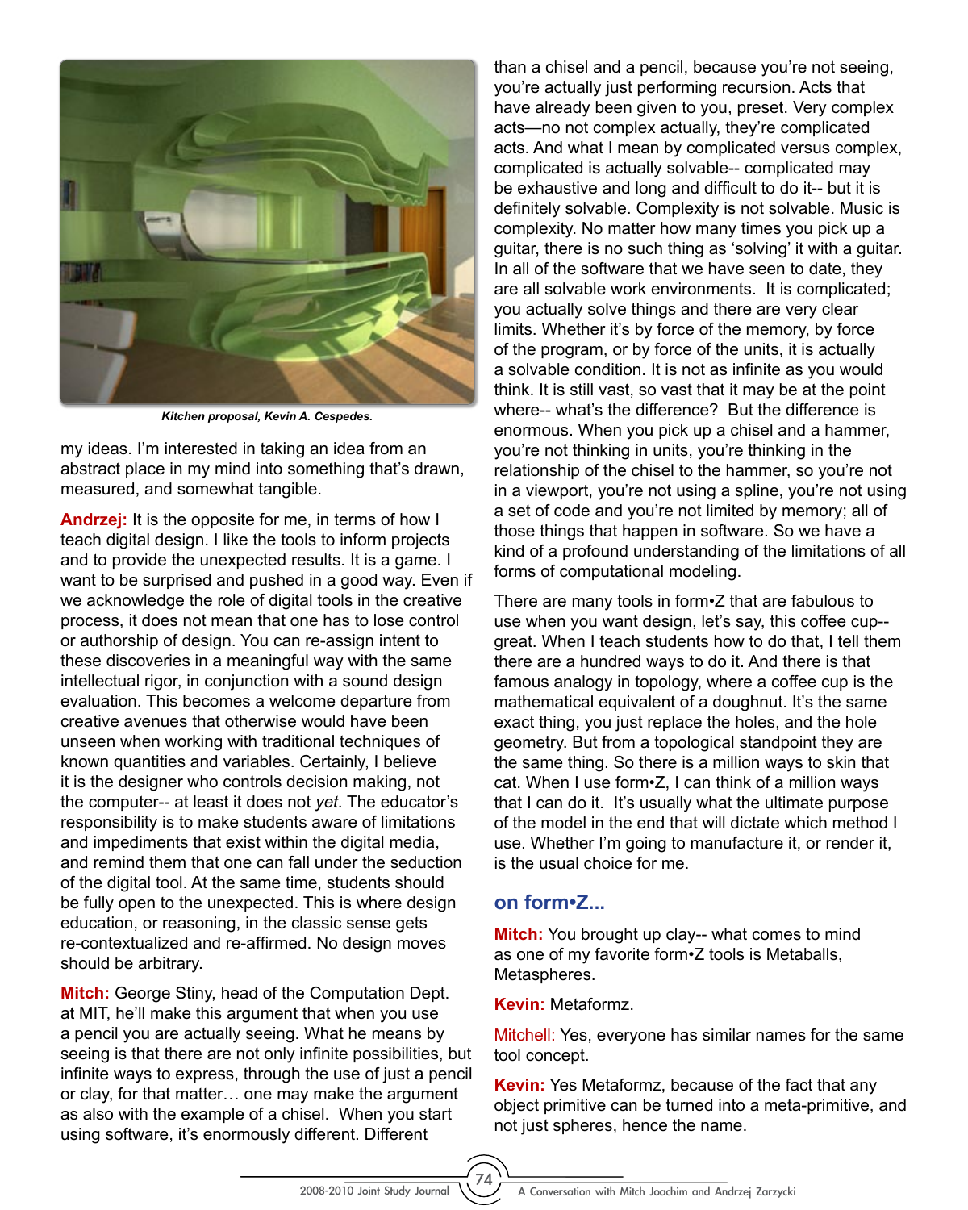*Kitchen proposal, Kevin A. Cespedes.*

my ideas. I'm interested in taking an idea from an abstract place in my mind into something that's drawn, measured, and somewhat tangible.

**Andrzej:** It is the opposite for me, in terms of how I teach digital design. I like the tools to inform projects and to provide the unexpected results. It is a game. I want to be surprised and pushed in a good way. Even if we acknowledge the role of digital tools in the creative process, it does not mean that one has to lose control or authorship of design. You can re-assign intent to these discoveries in a meaningful way with the same intellectual rigor, in conjunction with a sound design evaluation. This becomes a welcome departure from creative avenues that otherwise would have been unseen when working with traditional techniques of known quantities and variables. Certainly, I believe it is the designer who controls decision making, not the computer-- at least it does not *yet*. The educator's responsibility is to make students aware of limitations and impediments that exist within the digital media, and remind them that one can fall under the seduction of the digital tool. At the same time, students should be fully open to the unexpected. This is where design education, or reasoning, in the classic sense gets re-contextualized and re-affirmed. No design moves should be arbitrary.

**Mitch:** George Stiny, head of the Computation Dept. at MIT, he'll make this argument that when you use a pencil you are actually seeing. What he means by seeing is that there are not only infinite possibilities, but infinite ways to express, through the use of just a pencil or clay, for that matter… one may make the argument as also with the example of a chisel. When you start using software, it's enormously different. Different than a chisel and a pencil, because you're not seeing, you're actually just performing recursion. Acts that have already been given to you, preset. Very complex acts—no not complex actually, they're complicated acts. And what I mean by complicated versus complex, complicated is actually solvable-- complicated may be exhaustive and long and difficult to do it-- but it is definitely solvable. Complexity is not solvable. Music is complexity. No matter how many times you pick up a guitar, there is no such thing as 'solving' it with a guitar. In all of the software that we have seen to date, they are all solvable work environments. It is complicated; you actually solve things and there are very clear limits. Whether it's by force of the memory, by force of the program, or by force of the units, it is actually a solvable condition. It is not as infinite as you would think. It is still vast, so vast that it may be at the point where-- what's the difference? But the difference is enormous. When you pick up a chisel and a hammer, you're not thinking in units, you're thinking in the relationship of the chisel to the hammer, so you're not in a viewport, you're not using a spline, you're not using a set of code and you're not limited by memory; all of those things that happen in software. So we have a kind of a profound understanding of the limitations of all forms of computational modeling.

There are many tools in form•Z that are fabulous to use when you want design, let's say, this coffee cup-- great. When I teach students how to do that, I tell them there are a hundred ways to do it. And there is that famous analogy in topology, where a coffee cup is the mathematical equivalent of a doughnut. It's the same exact thing, you just replace the holes, and the hole geometry. But from a topological standpoint they are the same thing. So there is a million ways to skin that cat. When I use form•Z, I can think of a million ways that I can do it. It's usually what the ultimate purpose of the model in the end that will dictate which method I use. Whether I'm going to manufacture it, or render it, is the usual choice for me.

## on form•Z...

**Mitch:** You brought up clay-- what comes to mind as one of my favorite form•Z tools is Metaballs, Metaspheres.

**Kevin:** Metaformz.

Mitchell: Yes, everyone has similar names for the same tool concept.

**Kevin:** Yes Metaformz, because of the fact that any object primitive can be turned into a meta-primitive, and not just spheres, hence the name.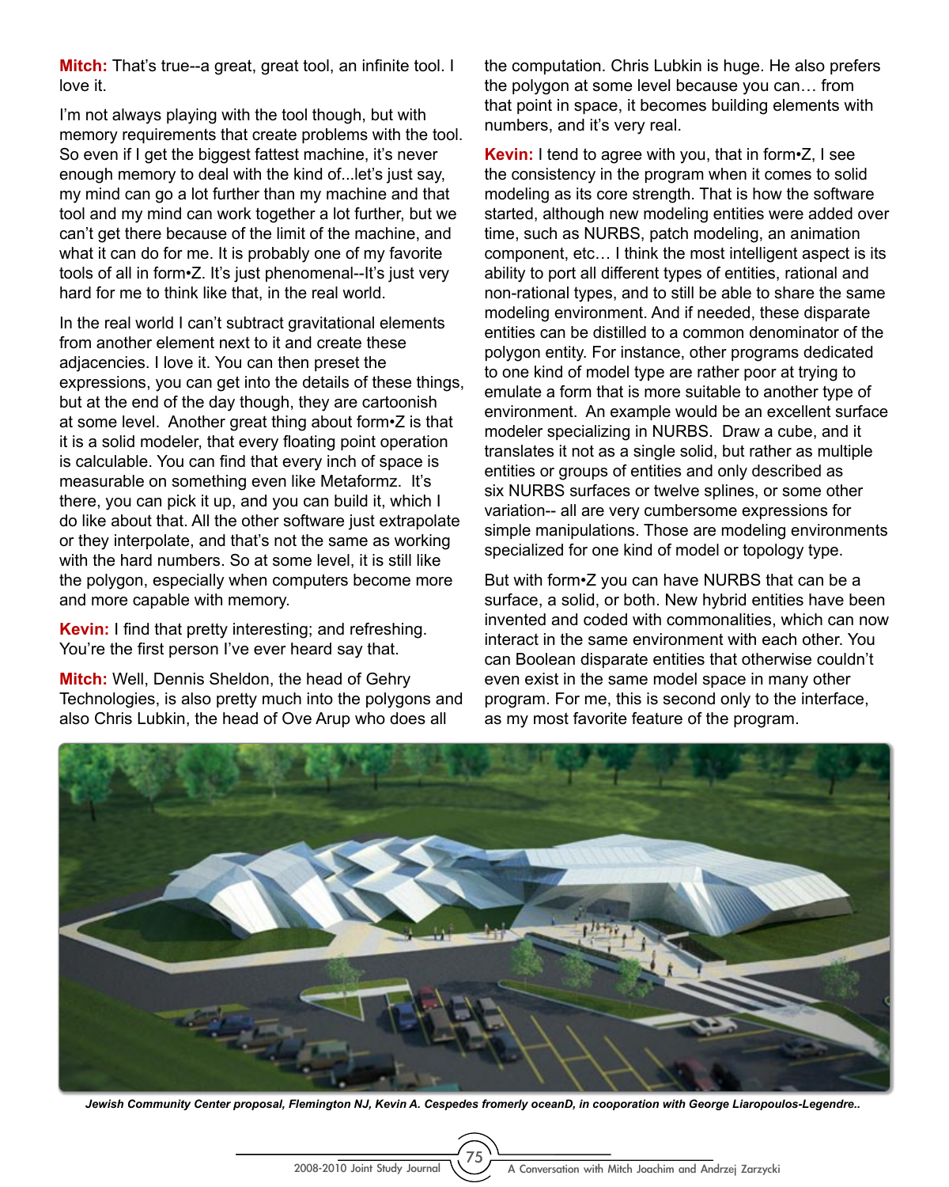**Mitch:** That's true--a great, great tool, an infinite tool. I love it.

I'm not always playing with the tool though, but with memory requirements that create problems with the tool. So even if I get the biggest fattest machine, it's never enough memory to deal with the kind of...let's just say, my mind can go a lot further than my machine and that tool and my mind can work together a lot further, but we can't get there because of the limit of the machine, and what it can do for me. It is probably one of my favorite tools of all in form•Z. It's just phenomenal--It's just very hard for me to think like that, in the real world.

In the real world I can't subtract gravitational elements from another element next to it and create these adjacencies. I love it. You can then preset the expressions, you can get into the details of these things, but at the end of the day though, they are cartoonish at some level. Another great thing about form•Z is that it is a solid modeler, that every floating point operation is calculable. You can find that every inch of space is measurable on something even like Metaformz. It's there, you can pick it up, and you can build it, which I do like about that. All the other software just extrapolate or they interpolate, and that's not the same as working with the hard numbers. So at some level, it is still like the polygon, especially when computers become more and more capable with memory.

**Kevin:** I find that pretty interesting; and refreshing. You're the first person I've ever heard say that.

**Mitch:** Well, Dennis Sheldon, the head of Gehry Technologies, is also pretty much into the polygons and also Chris Lubkin, the head of Ove Arup who does all the computation. Chris Lubkin is huge. He also prefers the polygon at some level because you can… from that point in space, it becomes building elements with numbers, and it's very real.

**Kevin:** I tend to agree with you, that in form•Z, I see the consistency in the program when it comes to solid modeling as its core strength. That is how the software started, although new modeling entities were added over time, such as NURBS, patch modeling, an animation component, etc… I think the most intelligent aspect is its ability to port all different types of entities, rational and non-rational types, and to still be able to share the same modeling environment. And if needed, these disparate entities can be distilled to a common denominator of the polygon entity. For instance, other programs dedicated to one kind of model type are rather poor at trying to emulate a form that is more suitable to another type of environment. An example would be an excellent surface modeler specializing in NURBS. Draw a cube, and it translates it not as a single solid, but rather as multiple entities or groups of entities and only described as six NURBS surfaces or twelve splines, or some other variation-- all are very cumbersome expressions for simple manipulations. Those are modeling environments specialized for one kind of model or topology type.

But with form•Z you can have NURBS that can be a surface, a solid, or both. New hybrid entities have been invented and coded with commonalities, which can now interact in the same environment with each other. You can Boolean disparate entities that otherwise couldn't even exist in the same model space in many other program. For me, this is second only to the interface, as my most favorite feature of the program.

*Jewish Community Center proposal, Flemington NJ, Kevin A. Cespedes fromerly oceanD, in cooperation with George Liaropoulos-Legendre..*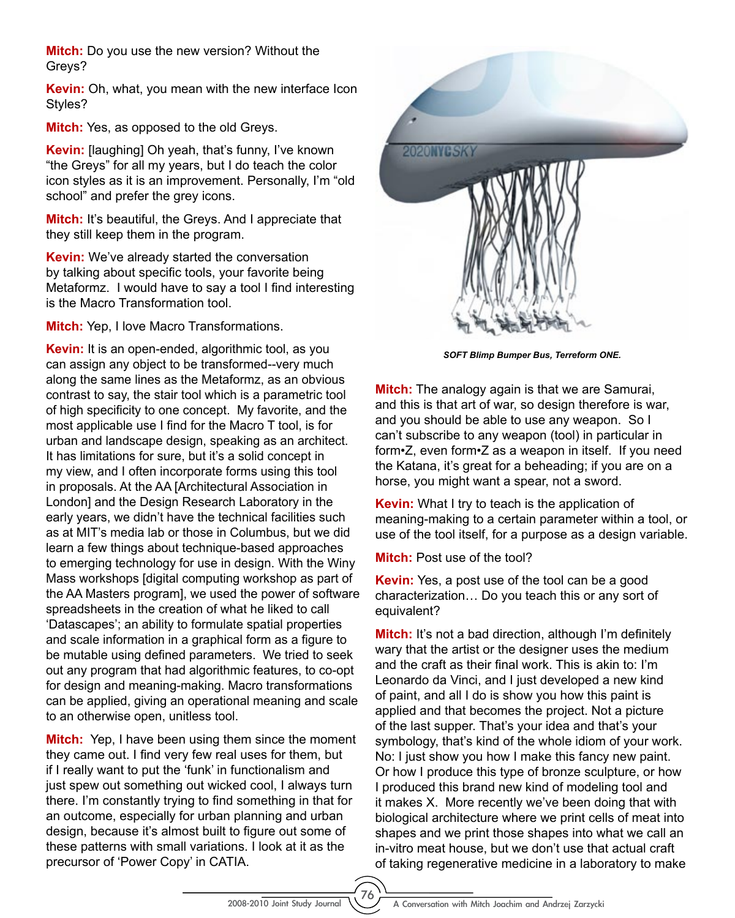**Mitch:** Do you use the new version? Without the Greys?

**Kevin:** Oh, what, you mean with the new interface Icon Styles?

**Mitch:** Yes, as opposed to the old Greys.

**Kevin:** [laughing] Oh yeah, that's funny, I've known "the Greys" for all my years, but I do teach the color icon styles as it is an improvement. Personally, I'm "old school" and prefer the grey icons.

**Mitch:** It's beautiful, the Greys. And I appreciate that they still keep them in the program.

**Kevin:** We've already started the conversation by talking about specific tools, your favorite being Metaformz. I would have to say a tool I find interesting is the Macro Transformation tool.

**Mitch:** Yep, I love Macro Transformations.

**Kevin:** It is an open-ended, algorithmic tool, as you can assign any object to be transformed--very much along the same lines as the Metaformz, as an obvious contrast to say, the stair tool which is a parametric tool of high specificity to one concept. My favorite, and the most applicable use I find for the Macro T tool, is for urban and landscape design, speaking as an architect. It has limitations for sure, but it's a solid concept in my view, and I often incorporate forms using this tool in proposals. At the AA [Architectural Association in London] and the Design Research Laboratory in the early years, we didn't have the technical facilities such as at MIT's media lab or those in Columbus, but we did learn a few things about technique-based approaches to emerging technology for use in design. With the Winy Mass workshops [digital computing workshop as part of the AA Masters program], we used the power of software spreadsheets in the creation of what he liked to call 'Datascapes'; an ability to formulate spatial properties and scale information in a graphical form as a figure to be mutable using defined parameters. We tried to seek out any program that had algorithmic features, to co-opt for design and meaning-making. Macro transformations can be applied, giving an operational meaning and scale to an otherwise open, unitless tool.

**Mitch:** Yep, I have been using them since the moment they came out. I find very few real uses for them, but if I really want to put the 'funk' in functionalism and just spew out something out wicked cool, I always turn there. I'm constantly trying to find something in that for an outcome, especially for urban planning and urban design, because it's almost built to figure out some of these patterns with small variations. I look at it as the precursor of 'Power Copy' in CATIA.

***SOFT Blimp Bumper Bus, Terreform ONE.***

**Mitch:** The analogy again is that we are Samurai, and this is that art of war, so design therefore is war, and you should be able to use any weapon. So I can't subscribe to any weapon (tool) in particular in form•Z, even form•Z as a weapon in itself. If you need the Katana, it's great for a beheading; if you are on a horse, you might want a spear, not a sword.

**Kevin:** What I try to teach is the application of meaning-making to a certain parameter within a tool, or use of the tool itself, for a purpose as a design variable.

**Mitch:** Post use of the tool?

**Kevin:** Yes, a post use of the tool can be a good characterization… Do you teach this or any sort of equivalent?

**Mitch:** It's not a bad direction, although I'm definitely wary that the artist or the designer uses the medium and the craft as their final work. This is akin to: I'm Leonardo da Vinci, and I just developed a new kind of paint, and all I do is show you how this paint is applied and that becomes the project. Not a picture of the last supper. That's your idea and that's your symbology, that's kind of the whole idiom of your work. No: I just show you how I make this fancy new paint. Or how I produce this type of bronze sculpture, or how I produced this brand new kind of modeling tool and it makes X. More recently we've been doing that with biological architecture where we print cells of meat into shapes and we print those shapes into what we call an in-vitro meat house, but we don't use that actual craft of taking regenerative medicine in a laboratory to make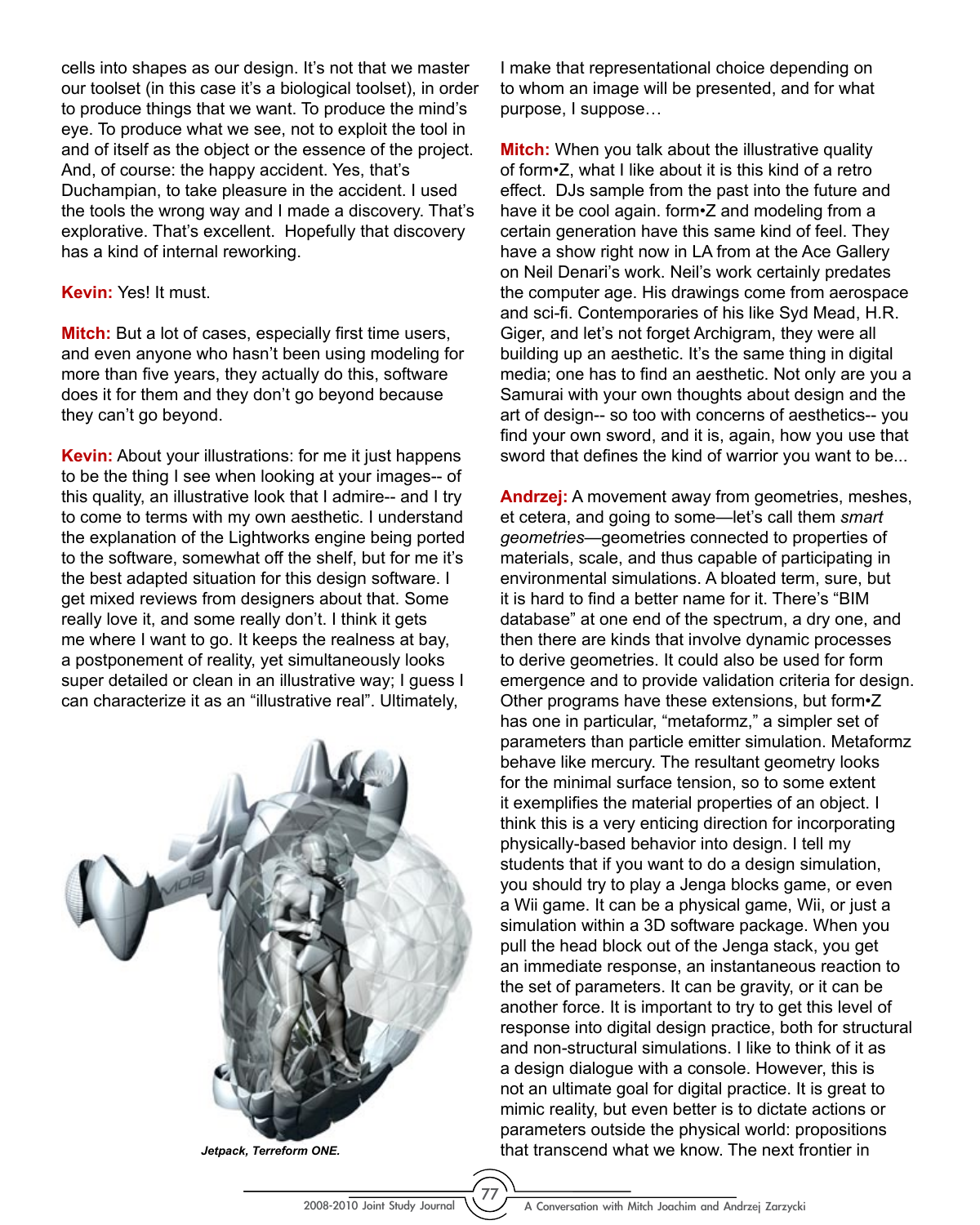cells into shapes as our design. It's not that we master our toolset (in this case it's a biological toolset), in order to produce things that we want. To produce the mind's eye. To produce what we see, not to exploit the tool in and of itself as the object or the essence of the project. And, of course: the happy accident. Yes, that's Duchampian, to take pleasure in the accident. I used the tools the wrong way and I made a discovery. That's explorative. That's excellent. Hopefully that discovery has a kind of internal reworking.

**Kevin:** Yes! It must.

**Mitch:** But a lot of cases, especially first time users, and even anyone who hasn't been using modeling for more than five years, they actually do this, software does it for them and they don't go beyond because they can't go beyond.

**Kevin:** About your illustrations: for me it just happens to be the thing I see when looking at your images-- of this quality, an illustrative look that I admire-- and I try to come to terms with my own aesthetic. I understand the explanation of the Lightworks engine being ported to the software, somewhat off the shelf, but for me it's the best adapted situation for this design software. I get mixed reviews from designers about that. Some really love it, and some really don't. I think it gets me where I want to go. It keeps the realness at bay, a postponement of reality, yet simultaneously looks super detailed or clean in an illustrative way; I guess I can characterize it as an "illustrative real". Ultimately, I make that representational choice depending on to whom an image will be presented, and for what purpose, I suppose…

***Jetpack, Terreform ONE.***

**Mitch:** When you talk about the illustrative quality of form•Z, what I like about it is this kind of a retro effect. DJs sample from the past into the future and have it be cool again. form•Z and modeling from a certain generation have this same kind of feel. They have a show right now in LA from at the Ace Gallery on Neil Denari's work. Neil's work certainly predates the computer age. His drawings come from aerospace and sci-fi. Contemporaries of his like Syd Mead, H.R. Giger, and let's not forget Archigram, they were all building up an aesthetic. It's the same thing in digital media; one has to find an aesthetic. Not only are you a Samurai with your own thoughts about design and the art of design-- so too with concerns of aesthetics-- you find your own sword, and it is, again, how you use that sword that defines the kind of warrior you want to be...

**Andrzej:** A movement away from geometries, meshes, et cetera, and going to some—let's call them *smart geometries*—geometries connected to properties of materials, scale, and thus capable of participating in environmental simulations. A bloated term, sure, but it is hard to find a better name for it. There's "BIM database" at one end of the spectrum, a dry one, and then there are kinds that involve dynamic processes to derive geometries. It could also be used for form emergence and to provide validation criteria for design. Other programs have these extensions, but form•Z has one in particular, "metaformz," a simpler set of parameters than particle emitter simulation. Metaformz behave like mercury. The resultant geometry looks for the minimal surface tension, so to some extent it exemplifies the material properties of an object. I think this is a very enticing direction for incorporating physically-based behavior into design. I tell my students that if you want to do a design simulation, you should try to play a Jenga blocks game, or even a Wii game. It can be a physical game, Wii, or just a simulation within a 3D software package. When you pull the head block out of the Jenga stack, you get an immediate response, an instantaneous reaction to the set of parameters. It can be gravity, or it can be another force. It is important to try to get this level of response into digital design practice, both for structural and non-structural simulations. I like to think of it as a design dialogue with a console. However, this is not an ultimate goal for digital practice. It is great to mimic reality, but even better is to dictate actions or parameters outside the physical world: propositions that transcend what we know. The next frontier in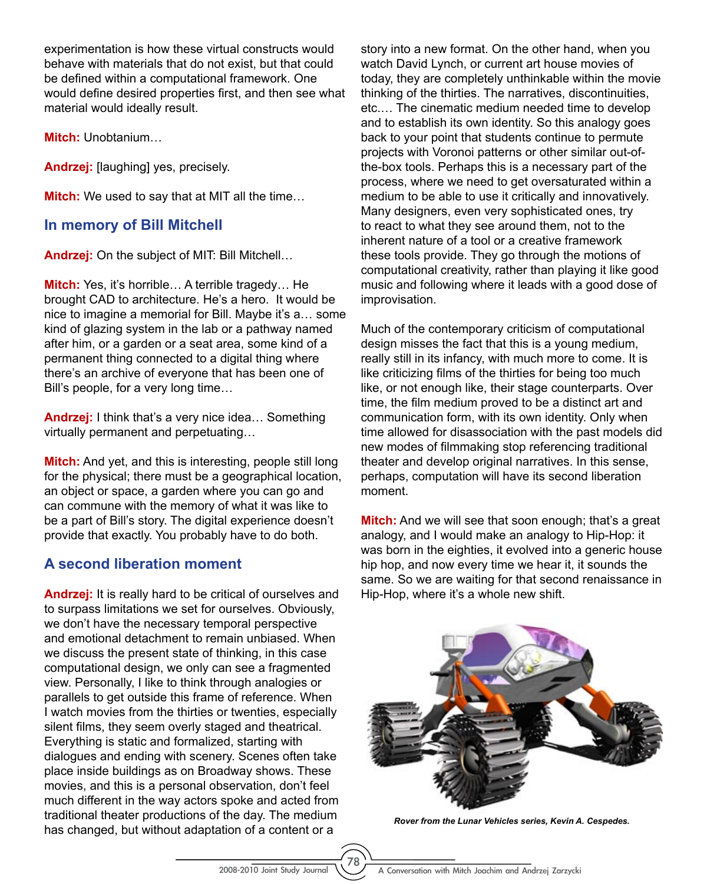experimentation is how these virtual constructs would behave with materials that do not exist, but that could be defined within a computational framework. One would define desired properties first, and then see what material would ideally result.

**Mitch:** Unobtanium…

**Andrzej:** [laughing] yes, precisely.

**Mitch:** We used to say that at MIT all the time…

## In memory of Bill Mitchell

**Andrzej:** On the subject of MIT: Bill Mitchell…

**Mitch:** Yes, it's horrible… A terrible tragedy… He brought CAD to architecture. He's a hero. It would be nice to imagine a memorial for Bill. Maybe it's a… some kind of glazing system in the lab or a pathway named after him, or a garden or a seat area, some kind of a permanent thing connected to a digital thing where there's an archive of everyone that has been one of Bill's people, for a very long time…

**Andrzej:** I think that's a very nice idea… Something virtually permanent and perpetuating…

**Mitch:** And yet, and this is interesting, people still long for the physical; there must be a geographical location, an object or space, a garden where you can go and can commune with the memory of what it was like to be a part of Bill's story. The digital experience doesn't provide that exactly. You probably have to do both.

## A second liberation moment

**Andrzej:** It is really hard to be critical of ourselves and to surpass limitations we set for ourselves. Obviously, we don't have the necessary temporal perspective and emotional detachment to remain unbiased. When we discuss the present state of thinking, in this case computational design, we only can see a fragmented view. Personally, I like to think through analogies or parallels to get outside this frame of reference. When I watch movies from the thirties or twenties, especially silent films, they seem overly staged and theatrical. Everything is static and formalized, starting with dialogues and ending with scenery. Scenes often take place inside buildings as on Broadway shows. These movies, and this is a personal observation, don't feel much different in the way actors spoke and acted from traditional theater productions of the day. The medium has changed, but without adaptation of a content or a story into a new format. On the other hand, when you watch David Lynch, or current art house movies of today, they are completely unthinkable within the movie thinking of the thirties. The narratives, discontinuities, etc.… The cinematic medium needed time to develop and to establish its own identity. So this analogy goes back to your point that students continue to permute projects with Voronoi patterns or other similar out-of-the-box tools. Perhaps this is a necessary part of the process, where we need to get oversaturated within a medium to be able to use it critically and innovatively. Many designers, even very sophisticated ones, try to react to what they see around them, not to the inherent nature of a tool or a creative framework these tools provide. They go through the motions of computational creativity, rather than playing it like good music and following where it leads with a good dose of improvisation.

Much of the contemporary criticism of computational design misses the fact that this is a young medium, really still in its infancy, with much more to come. It is like criticizing films of the thirties for being too much like, or not enough like, their stage counterparts. Over time, the film medium proved to be a distinct art and communication form, with its own identity. Only when time allowed for disassociation with the past models did new modes of filmmaking stop referencing traditional theater and develop original narratives. In this sense, perhaps, computation will have its second liberation moment.

**Mitch:** And we will see that soon enough; that's a great analogy, and I would make an analogy to Hip-Hop: it was born in the eighties, it evolved into a generic house hip hop, and now every time we hear it, it sounds the same. So we are waiting for that second renaissance in Hip-Hop, where it's a whole new shift.

*Rover from the Lunar Vehicles series, Kevin A. Cespedes.*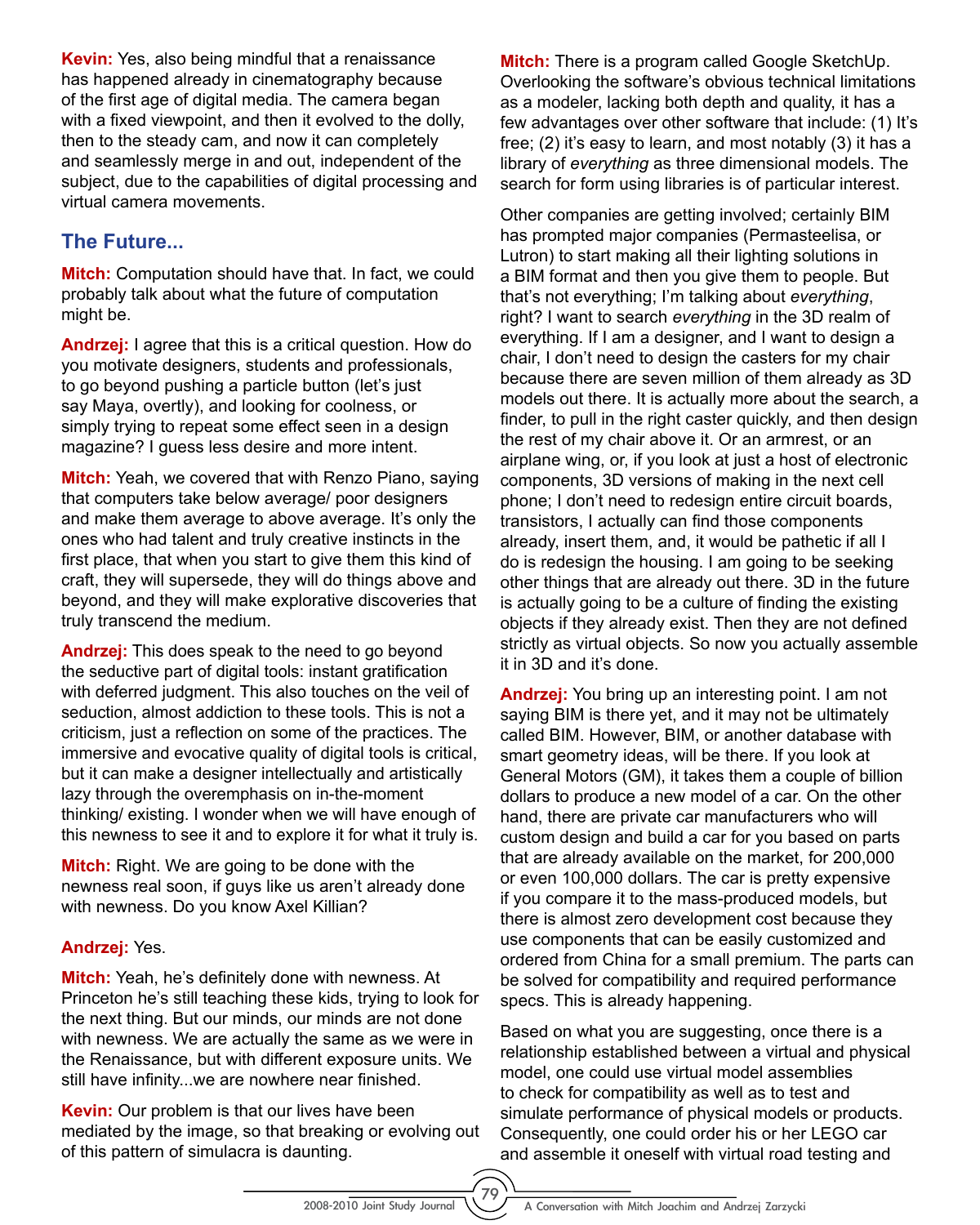**Kevin:** Yes, also being mindful that a renaissance has happened already in cinematography because of the first age of digital media. The camera began with a fixed viewpoint, and then it evolved to the dolly, then to the steady cam, and now it can completely and seamlessly merge in and out, independent of the subject, due to the capabilities of digital processing and virtual camera movements.

## The Future...

**Mitch:** Computation should have that. In fact, we could probably talk about what the future of computation might be.

**Andrzej:** I agree that this is a critical question. How do you motivate designers, students and professionals, to go beyond pushing a particle button (let's just say Maya, overtly), and looking for coolness, or simply trying to repeat some effect seen in a design magazine? I guess less desire and more intent.

**Mitch:** Yeah, we covered that with Renzo Piano, saying that computers take below average/ poor designers and make them average to above average. It's only the ones who had talent and truly creative instincts in the first place, that when you start to give them this kind of craft, they will supersede, they will do things above and beyond, and they will make explorative discoveries that truly transcend the medium.

**Andrzej:** This does speak to the need to go beyond the seductive part of digital tools: instant gratification with deferred judgment. This also touches on the veil of seduction, almost addiction to these tools. This is not a criticism, just a reflection on some of the practices. The immersive and evocative quality of digital tools is critical, but it can make a designer intellectually and artistically lazy through the overemphasis on in-the-moment thinking/ existing. I wonder when we will have enough of this newness to see it and to explore it for what it truly is.

**Mitch:** Right. We are going to be done with the newness real soon, if guys like us aren't already done with newness. Do you know Axel Killian?

**Andrzej:** Yes.

**Mitch:** Yeah, he's definitely done with newness. At Princeton he's still teaching these kids, trying to look for the next thing. But our minds, our minds are not done with newness. We are actually the same as we were in the Renaissance, but with different exposure units. We still have infinity...we are nowhere near finished.

**Kevin:** Our problem is that our lives have been mediated by the image, so that breaking or evolving out of this pattern of simulacra is daunting.

**Mitch:** There is a program called Google SketchUp. Overlooking the software's obvious technical limitations as a modeler, lacking both depth and quality, it has a few advantages over other software that include: (1) It's free; (2) it's easy to learn, and most notably (3) it has a library of *everything* as three dimensional models. The search for form using libraries is of particular interest.

Other companies are getting involved; certainly BIM has prompted major companies (Permasteelisa, or Lutron) to start making all their lighting solutions in a BIM format and then you give them to people. But that's not everything; I'm talking about *everything*, right? I want to search *everything* in the 3D realm of everything. If I am a designer, and I want to design a chair, I don't need to design the casters for my chair because there are seven million of them already as 3D models out there. It is actually more about the search, a finder, to pull in the right caster quickly, and then design the rest of my chair above it. Or an armrest, or an airplane wing, or, if you look at just a host of electronic components, 3D versions of making in the next cell phone; I don't need to redesign entire circuit boards, transistors, I actually can find those components already, insert them, and, it would be pathetic if all I do is redesign the housing. I am going to be seeking other things that are already out there. 3D in the future is actually going to be a culture of finding the existing objects if they already exist. Then they are not defined strictly as virtual objects. So now you actually assemble it in 3D and it's done.

**Andrzej:** You bring up an interesting point. I am not saying BIM is there yet, and it may not be ultimately called BIM. However, BIM, or another database with smart geometry ideas, will be there. If you look at General Motors (GM), it takes them a couple of billion dollars to produce a new model of a car. On the other hand, there are private car manufacturers who will custom design and build a car for you based on parts that are already available on the market, for 200,000 or even 100,000 dollars. The car is pretty expensive if you compare it to the mass-produced models, but there is almost zero development cost because they use components that can be easily customized and ordered from China for a small premium. The parts can be solved for compatibility and required performance specs. This is already happening.

Based on what you are suggesting, once there is a relationship established between a virtual and physical model, one could use virtual model assemblies to check for compatibility as well as to test and simulate performance of physical models or products. Consequently, one could order his or her LEGO car and assemble it oneself with virtual road testing and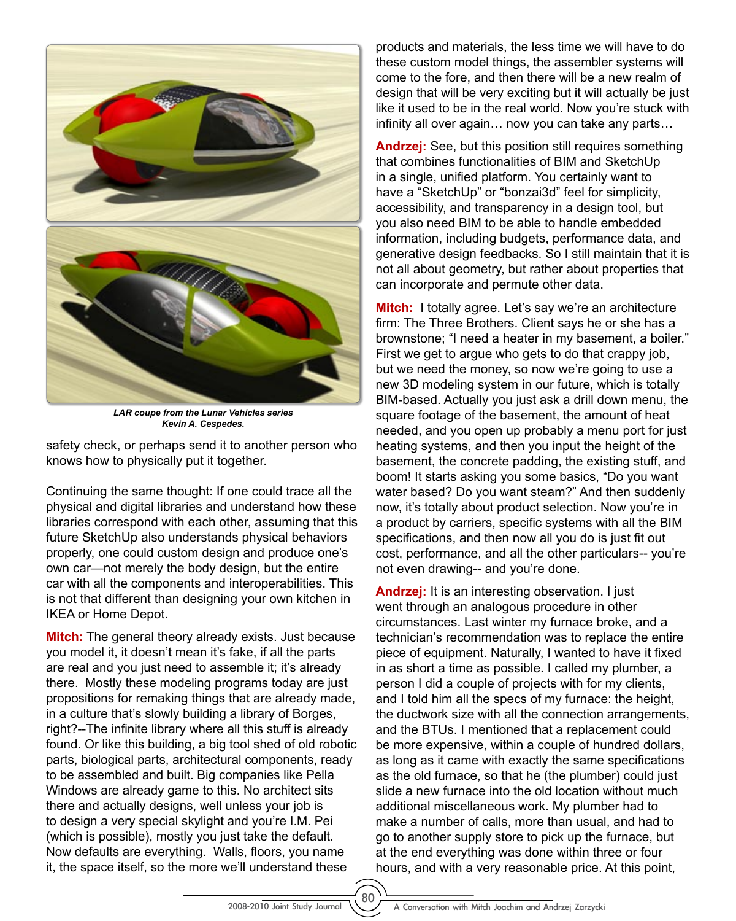*LAR coupe from the Lunar Vehicles series*
*Kevin A. Cespedes.*

safety check, or perhaps send it to another person who knows how to physically put it together.

Continuing the same thought: If one could trace all the physical and digital libraries and understand how these libraries correspond with each other, assuming that this future SketchUp also understands physical behaviors properly, one could custom design and produce one's own car—not merely the body design, but the entire car with all the components and interoperabilities. This is not that different than designing your own kitchen in IKEA or Home Depot.

**Mitch:** The general theory already exists. Just because you model it, it doesn't mean it's fake, if all the parts are real and you just need to assemble it; it's already there. Mostly these modeling programs today are just propositions for remaking things that are already made, in a culture that's slowly building a library of Borges, right?--The infinite library where all this stuff is already found. Or like this building, a big tool shed of old robotic parts, biological parts, architectural components, ready to be assembled and built. Big companies like Pella Windows are already game to this. No architect sits there and actually designs, well unless your job is to design a very special skylight and you're I.M. Pei (which is possible), mostly you just take the default. Now defaults are everything. Walls, floors, you name it, the space itself, so the more we'll understand these products and materials, the less time we will have to do these custom model things, the assembler systems will come to the fore, and then there will be a new realm of design that will be very exciting but it will actually be just like it used to be in the real world. Now you're stuck with infinity all over again… now you can take any parts…

**Andrzej:** See, but this position still requires something that combines functionalities of BIM and SketchUp in a single, unified platform. You certainly want to have a "SketchUp" or "bonzai3d" feel for simplicity, accessibility, and transparency in a design tool, but you also need BIM to be able to handle embedded information, including budgets, performance data, and generative design feedbacks. So I still maintain that it is not all about geometry, but rather about properties that can incorporate and permute other data.

**Mitch:** I totally agree. Let's say we're an architecture firm: The Three Brothers. Client says he or she has a brownstone; "I need a heater in my basement, a boiler." First we get to argue who gets to do that crappy job, but we need the money, so now we're going to use a new 3D modeling system in our future, which is totally BIM-based. Actually you just ask a drill down menu, the square footage of the basement, the amount of heat needed, and you open up probably a menu port for just heating systems, and then you input the height of the basement, the concrete padding, the existing stuff, and boom! It starts asking you some basics, "Do you want water based? Do you want steam?" And then suddenly now, it's totally about product selection. Now you're in a product by carriers, specific systems with all the BIM specifications, and then now all you do is just fit out cost, performance, and all the other particulars-- you're not even drawing-- and you're done.

**Andrzej:** It is an interesting observation. I just went through an analogous procedure in other circumstances. Last winter my furnace broke, and a technician's recommendation was to replace the entire piece of equipment. Naturally, I wanted to have it fixed in as short a time as possible. I called my plumber, a person I did a couple of projects with for my clients, and I told him all the specs of my furnace: the height, the ductwork size with all the connection arrangements, and the BTUs. I mentioned that a replacement could be more expensive, within a couple of hundred dollars, as long as it came with exactly the same specifications as the old furnace, so that he (the plumber) could just slide a new furnace into the old location without much additional miscellaneous work. My plumber had to make a number of calls, more than usual, and had to go to another supply store to pick up the furnace, but at the end everything was done within three or four hours, and with a very reasonable price. At this point,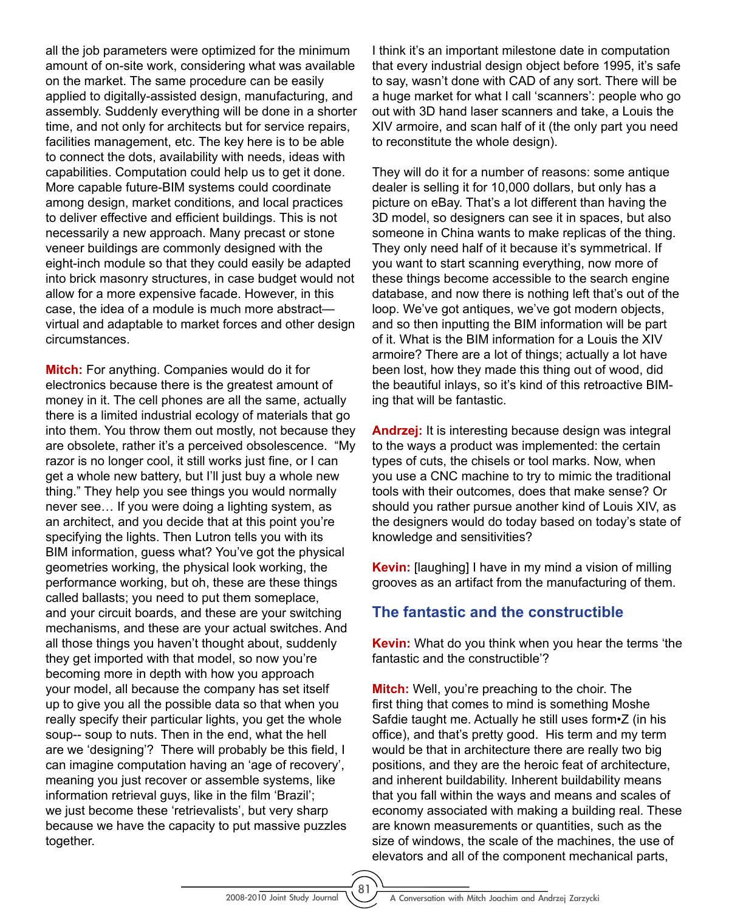all the job parameters were optimized for the minimum amount of on-site work, considering what was available on the market. The same procedure can be easily applied to digitally-assisted design, manufacturing, and assembly. Suddenly everything will be done in a shorter time, and not only for architects but for service repairs, facilities management, etc. The key here is to be able to connect the dots, availability with needs, ideas with capabilities. Computation could help us to get it done. More capable future-BIM systems could coordinate among design, market conditions, and local practices to deliver effective and efficient buildings. This is not necessarily a new approach. Many precast or stone veneer buildings are commonly designed with the eight-inch module so that they could easily be adapted into brick masonry structures, in case budget would not allow for a more expensive facade. However, in this case, the idea of a module is much more abstract—virtual and adaptable to market forces and other design circumstances.

**Mitch:** For anything. Companies would do it for electronics because there is the greatest amount of money in it. The cell phones are all the same, actually there is a limited industrial ecology of materials that go into them. You throw them out mostly, not because they are obsolete, rather it's a perceived obsolescence. "My razor is no longer cool, it still works just fine, or I can get a whole new battery, but I'll just buy a whole new thing." They help you see things you would normally never see… If you were doing a lighting system, as an architect, and you decide that at this point you're specifying the lights. Then Lutron tells you with its BIM information, guess what? You've got the physical geometries working, the physical look working, the performance working, but oh, these are these things called ballasts; you need to put them someplace, and your circuit boards, and these are your switching mechanisms, and these are your actual switches. And all those things you haven't thought about, suddenly they get imported with that model, so now you're becoming more in depth with how you approach your model, all because the company has set itself up to give you all the possible data so that when you really specify their particular lights, you get the whole soup-- soup to nuts. Then in the end, what the hell are we 'designing'? There will probably be this field, I can imagine computation having an 'age of recovery', meaning you just recover or assemble systems, like information retrieval guys, like in the film 'Brazil'; we just become these 'retrievalists', but very sharp because we have the capacity to put massive puzzles together.

I think it's an important milestone date in computation that every industrial design object before 1995, it's safe to say, wasn't done with CAD of any sort. There will be a huge market for what I call 'scanners': people who go out with 3D hand laser scanners and take, a Louis the XIV armoire, and scan half of it (the only part you need to reconstitute the whole design).

They will do it for a number of reasons: some antique dealer is selling it for 10,000 dollars, but only has a picture on eBay. That's a lot different than having the 3D model, so designers can see it in spaces, but also someone in China wants to make replicas of the thing. They only need half of it because it's symmetrical. If you want to start scanning everything, now more of these things become accessible to the search engine database, and now there is nothing left that's out of the loop. We've got antiques, we've got modern objects, and so then inputting the BIM information will be part of it. What is the BIM information for a Louis the XIV armoire? There are a lot of things; actually a lot have been lost, how they made this thing out of wood, did the beautiful inlays, so it's kind of this retroactive BIM-ing that will be fantastic.

**Andrzej:** It is interesting because design was integral to the ways a product was implemented: the certain types of cuts, the chisels or tool marks. Now, when you use a CNC machine to try to mimic the traditional tools with their outcomes, does that make sense? Or should you rather pursue another kind of Louis XIV, as the designers would do today based on today's state of knowledge and sensitivities?

**Kevin:** [laughing] I have in my mind a vision of milling grooves as an artifact from the manufacturing of them.

## The fantastic and the constructible

**Kevin:** What do you think when you hear the terms 'the fantastic and the constructible'?

**Mitch:** Well, you're preaching to the choir. The first thing that comes to mind is something Moshe Safdie taught me. Actually he still uses form•Z (in his office), and that's pretty good. His term and my term would be that in architecture there are really two big positions, and they are the heroic feat of architecture, and inherent buildability. Inherent buildability means that you fall within the ways and means and scales of economy associated with making a building real. These are known measurements or quantities, such as the size of windows, the scale of the machines, the use of elevators and all of the component mechanical parts,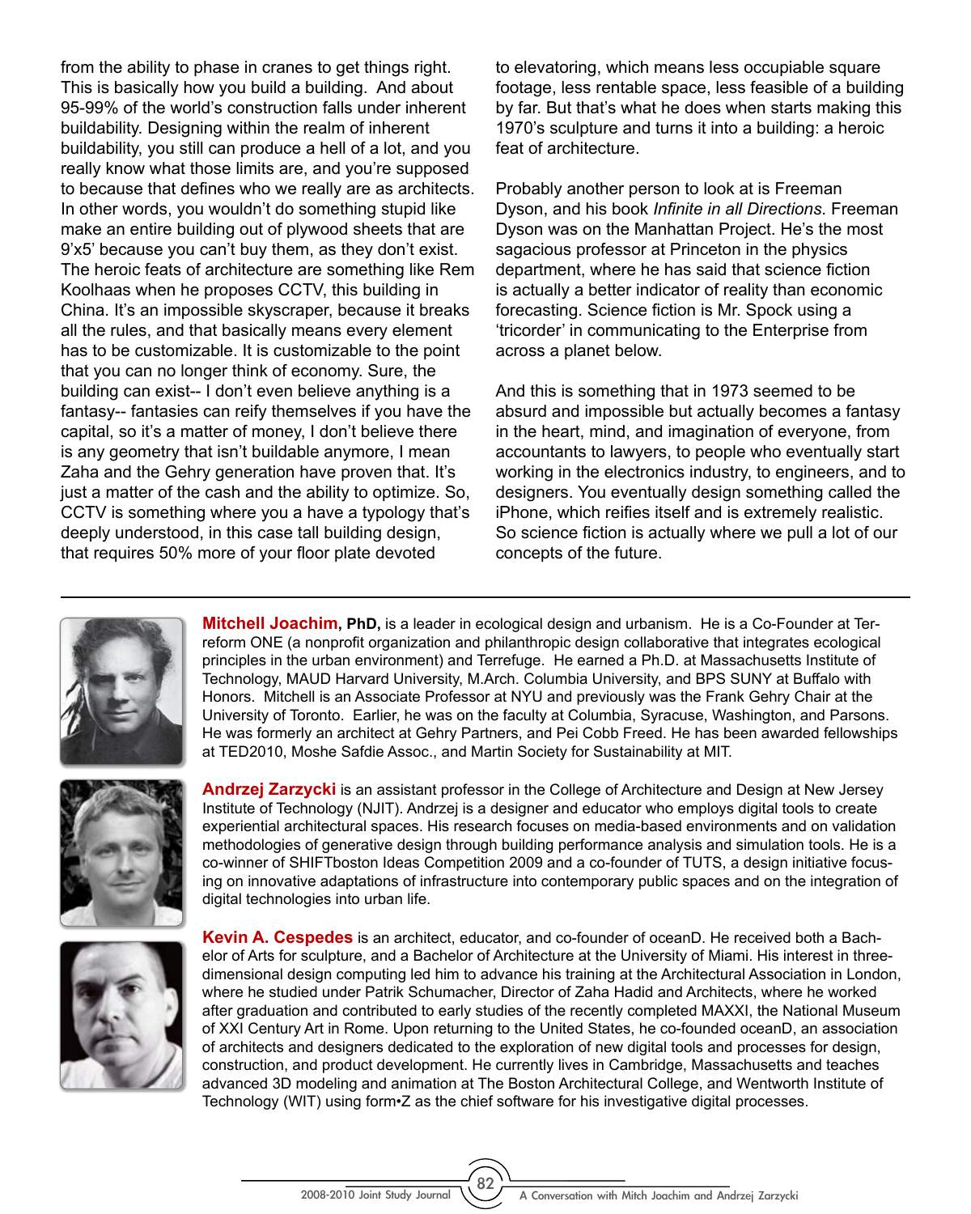from the ability to phase in cranes to get things right. This is basically how you build a building. And about 95-99% of the world's construction falls under inherent buildability. Designing within the realm of inherent buildability, you still can produce a hell of a lot, and you really know what those limits are, and you're supposed to because that defines who we really are as architects. In other words, you wouldn't do something stupid like make an entire building out of plywood sheets that are 9'x5' because you can't buy them, as they don't exist. The heroic feats of architecture are something like Rem Koolhaas when he proposes CCTV, this building in China. It's an impossible skyscraper, because it breaks all the rules, and that basically means every element has to be customizable. It is customizable to the point that you can no longer think of economy. Sure, the building can exist-- I don't even believe anything is a fantasy-- fantasies can reify themselves if you have the capital, so it's a matter of money, I don't believe there is any geometry that isn't buildable anymore, I mean Zaha and the Gehry generation have proven that. It's just a matter of the cash and the ability to optimize. So, CCTV is something where you a have a typology that's deeply understood, in this case tall building design, that requires 50% more of your floor plate devoted to elevatoring, which means less occupiable square footage, less rentable space, less feasible of a building by far. But that's what he does when starts making this 1970's sculpture and turns it into a building: a heroic feat of architecture.

Probably another person to look at is Freeman Dyson, and his book *Infinite in all Directions*. Freeman Dyson was on the Manhattan Project. He's the most sagacious professor at Princeton in the physics department, where he has said that science fiction is actually a better indicator of reality than economic forecasting. Science fiction is Mr. Spock using a 'tricorder' in communicating to the Enterprise from across a planet below.

And this is something that in 1973 seemed to be absurd and impossible but actually becomes a fantasy in the heart, mind, and imagination of everyone, from accountants to lawyers, to people who eventually start working in the electronics industry, to engineers, and to designers. You eventually design something called the iPhone, which reifies itself and is extremely realistic. So science fiction is actually where we pull a lot of our concepts of the future.

---

**Mitchell Joachim, PhD,** is a leader in ecological design and urbanism. He is a Co-Founder at Terreform ONE (a nonprofit organization and philanthropic design collaborative that integrates ecological principles in the urban environment) and Terrefuge. He earned a Ph.D. at Massachusetts Institute of Technology, MAUD Harvard University, M.Arch. Columbia University, and BPS SUNY at Buffalo with Honors. Mitchell is an Associate Professor at NYU and previously was the Frank Gehry Chair at the University of Toronto. Earlier, he was on the faculty at Columbia, Syracuse, Washington, and Parsons. He was formerly an architect at Gehry Partners, and Pei Cobb Freed. He has been awarded fellowships at TED2010, Moshe Safdie Assoc., and Martin Society for Sustainability at MIT.

**Andrzej Zarzycki** is an assistant professor in the College of Architecture and Design at New Jersey Institute of Technology (NJIT). Andrzej is a designer and educator who employs digital tools to create experiential architectural spaces. His research focuses on media-based environments and on validation methodologies of generative design through building performance analysis and simulation tools. He is a co-winner of SHIFTboston Ideas Competition 2009 and a co-founder of TUTS, a design initiative focusing on innovative adaptations of infrastructure into contemporary public spaces and on the integration of digital technologies into urban life.

**Kevin A. Cespedes** is an architect, educator, and co-founder of oceanD. He received both a Bachelor of Arts for sculpture, and a Bachelor of Architecture at the University of Miami. His interest in three-dimensional design computing led him to advance his training at the Architectural Association in London, where he studied under Patrik Schumacher, Director of Zaha Hadid and Architects, where he worked after graduation and contributed to early studies of the recently completed MAXXI, the National Museum of XXI Century Art in Rome. Upon returning to the United States, he co-founded oceanD, an association of architects and designers dedicated to the exploration of new digital tools and processes for design, construction, and product development. He currently lives in Cambridge, Massachusetts and teaches advanced 3D modeling and animation at The Boston Architectural College, and Wentworth Institute of Technology (WIT) using form•Z as the chief software for his investigative digital processes.